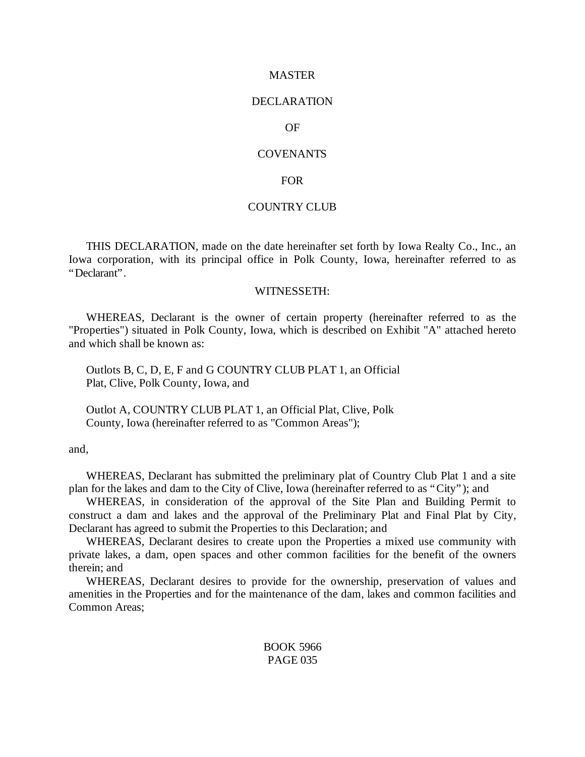# MASTER DECLARATION OF COVENANTS FOR COUNTRY CLUB

THIS DECLARATION, made on the date hereinafter set forth by Iowa Realty Co., Inc., an Iowa corporation, with its principal office in Polk County, Iowa, hereinafter referred to as "Declarant".

WITNESSETH:

WHEREAS, Declarant is the owner of certain property (hereinafter referred to as the "Properties") situated in Polk County, Iowa, which is described on Exhibit "A" attached hereto and which shall be known as:

> Outlots B, C, D, E, F and G COUNTRY CLUB PLAT 1, an Official Plat, Clive, Polk County, Iowa, and
>
> Outlot A, COUNTRY CLUB PLAT 1, an Official Plat, Clive, Polk County, Iowa (hereinafter referred to as "Common Areas");

and,

WHEREAS, Declarant has submitted the preliminary plat of Country Club Plat 1 and a site plan for the lakes and dam to the City of Clive, Iowa (hereinafter referred to as "City"); and

WHEREAS, in consideration of the approval of the Site Plan and Building Permit to construct a dam and lakes and the approval of the Preliminary Plat and Final Plat by City, Declarant has agreed to submit the Properties to this Declaration; and

WHEREAS, Declarant desires to create upon the Properties a mixed use community with private lakes, a dam, open spaces and other common facilities for the benefit of the owners therein; and

WHEREAS, Declarant desires to provide for the ownership, preservation of values and amenities in the Properties and for the maintenance of the dam, lakes and common facilities and Common Areas;

BOOK 5966
PAGE 035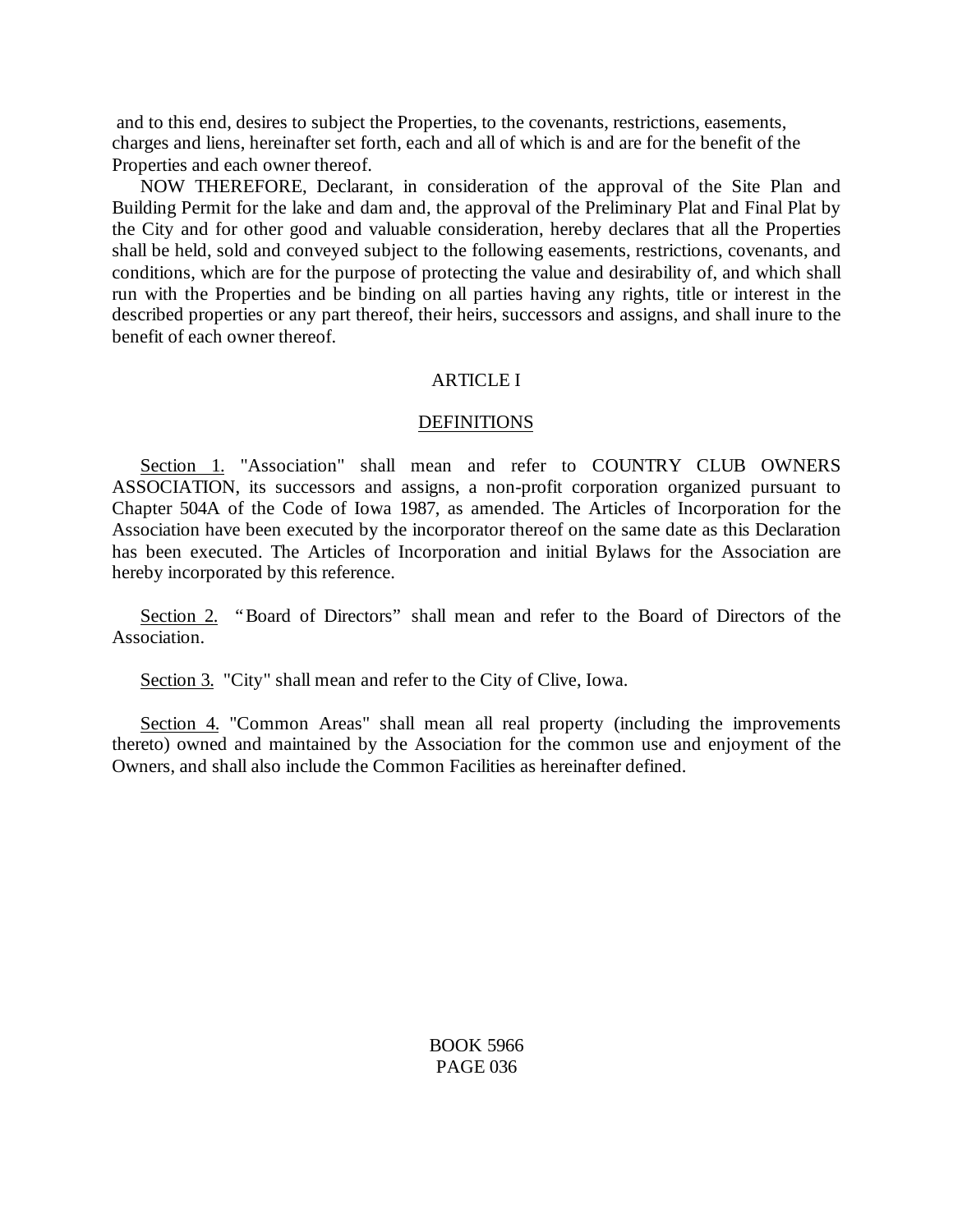and to this end, desires to subject the Properties, to the covenants, restrictions, easements, charges and liens, hereinafter set forth, each and all of which is and are for the benefit of the Properties and each owner thereof.

NOW THEREFORE, Declarant, in consideration of the approval of the Site Plan and Building Permit for the lake and dam and, the approval of the Preliminary Plat and Final Plat by the City and for other good and valuable consideration, hereby declares that all the Properties shall be held, sold and conveyed subject to the following easements, restrictions, covenants, and conditions, which are for the purpose of protecting the value and desirability of, and which shall run with the Properties and be binding on all parties having any rights, title or interest in the described properties or any part thereof, their heirs, successors and assigns, and shall inure to the benefit of each owner thereof.

## ARTICLE I

## DEFINITIONS

Section 1. "Association" shall mean and refer to COUNTRY CLUB OWNERS ASSOCIATION, its successors and assigns, a non-profit corporation organized pursuant to Chapter 504A of the Code of Iowa 1987, as amended. The Articles of Incorporation for the Association have been executed by the incorporator thereof on the same date as this Declaration has been executed. The Articles of Incorporation and initial Bylaws for the Association are hereby incorporated by this reference.

Section 2. "Board of Directors" shall mean and refer to the Board of Directors of the Association.

Section 3. "City" shall mean and refer to the City of Clive, Iowa.

Section 4. "Common Areas" shall mean all real property (including the improvements thereto) owned and maintained by the Association for the common use and enjoyment of the Owners, and shall also include the Common Facilities as hereinafter defined.

BOOK 5966
PAGE 036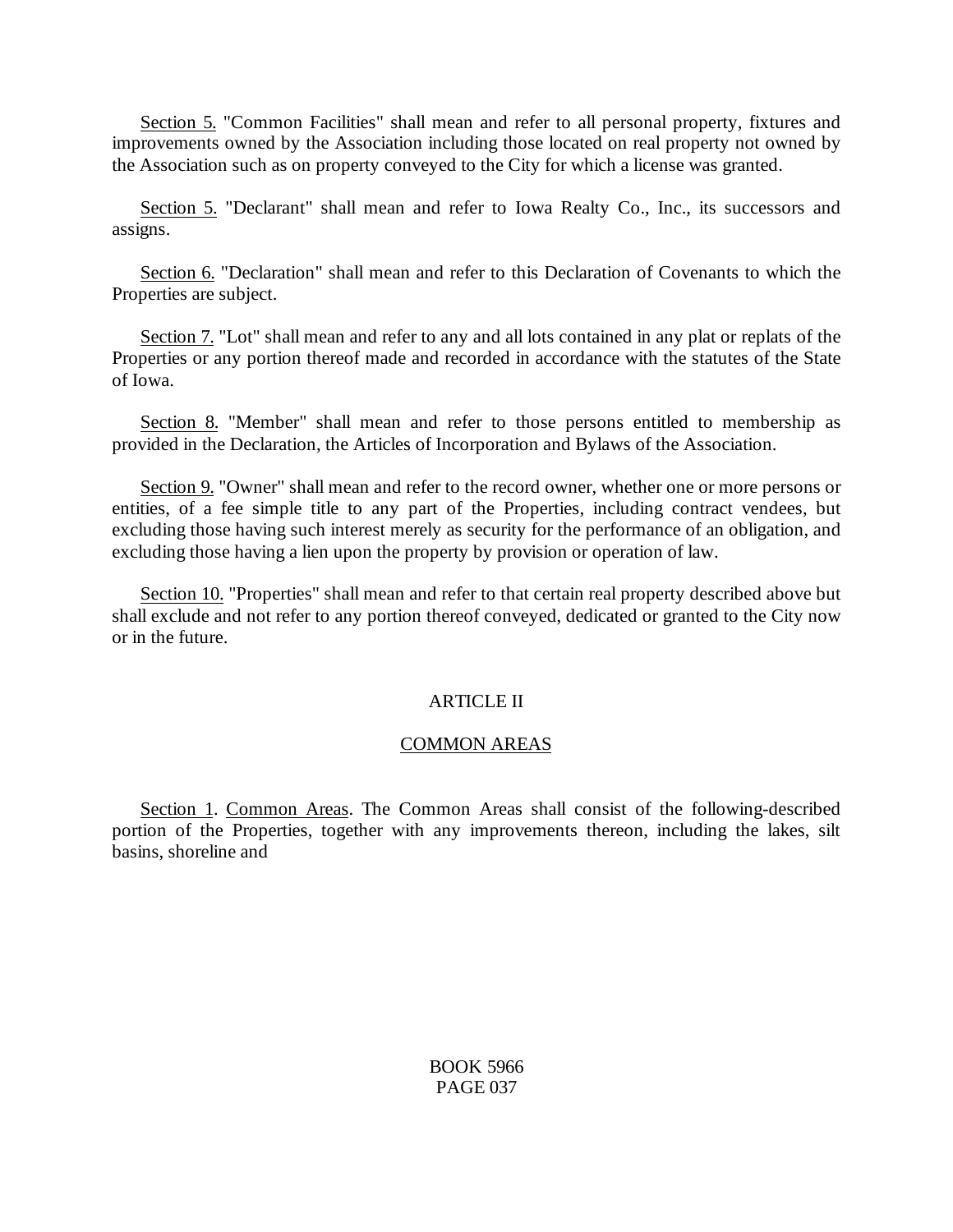Section 5. "Common Facilities" shall mean and refer to all personal property, fixtures and improvements owned by the Association including those located on real property not owned by the Association such as on property conveyed to the City for which a license was granted.

Section 5. "Declarant" shall mean and refer to Iowa Realty Co., Inc., its successors and assigns.

Section 6. "Declaration" shall mean and refer to this Declaration of Covenants to which the Properties are subject.

Section 7. "Lot" shall mean and refer to any and all lots contained in any plat or replats of the Properties or any portion thereof made and recorded in accordance with the statutes of the State of Iowa.

Section 8. "Member" shall mean and refer to those persons entitled to membership as provided in the Declaration, the Articles of Incorporation and Bylaws of the Association.

Section 9. "Owner" shall mean and refer to the record owner, whether one or more persons or entities, of a fee simple title to any part of the Properties, including contract vendees, but excluding those having such interest merely as security for the performance of an obligation, and excluding those having a lien upon the property by provision or operation of law.

Section 10. "Properties" shall mean and refer to that certain real property described above but shall exclude and not refer to any portion thereof conveyed, dedicated or granted to the City now or in the future.

## ARTICLE II

## COMMON AREAS

Section 1. Common Areas. The Common Areas shall consist of the following-described portion of the Properties, together with any improvements thereon, including the lakes, silt basins, shoreline and

BOOK 5966
PAGE 037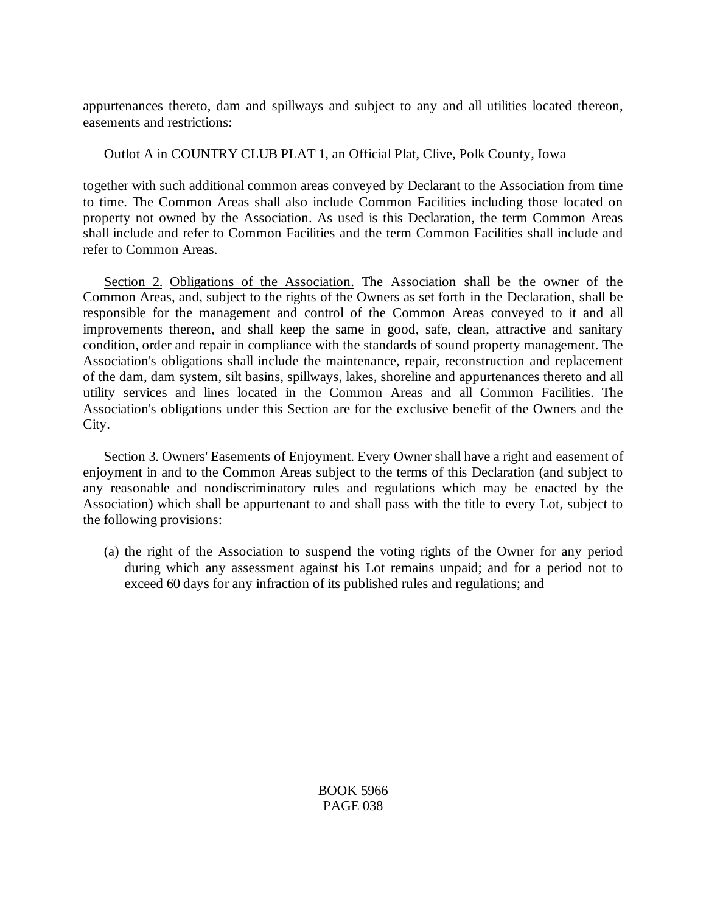appurtenances thereto, dam and spillways and subject to any and all utilities located thereon, easements and restrictions:

Outlot A in COUNTRY CLUB PLAT 1, an Official Plat, Clive, Polk County, Iowa

together with such additional common areas conveyed by Declarant to the Association from time to time. The Common Areas shall also include Common Facilities including those located on property not owned by the Association. As used is this Declaration, the term Common Areas shall include and refer to Common Facilities and the term Common Facilities shall include and refer to Common Areas.

<u>Section 2.</u> <u>Obligations of the Association.</u> The Association shall be the owner of the Common Areas, and, subject to the rights of the Owners as set forth in the Declaration, shall be responsible for the management and control of the Common Areas conveyed to it and all improvements thereon, and shall keep the same in good, safe, clean, attractive and sanitary condition, order and repair in compliance with the standards of sound property management. The Association's obligations shall include the maintenance, repair, reconstruction and replacement of the dam, dam system, silt basins, spillways, lakes, shoreline and appurtenances thereto and all utility services and lines located in the Common Areas and all Common Facilities. The Association's obligations under this Section are for the exclusive benefit of the Owners and the City.

<u>Section 3.</u> <u>Owners' Easements of Enjoyment.</u> Every Owner shall have a right and easement of enjoyment in and to the Common Areas subject to the terms of this Declaration (and subject to any reasonable and nondiscriminatory rules and regulations which may be enacted by the Association) which shall be appurtenant to and shall pass with the title to every Lot, subject to the following provisions:

(a) the right of the Association to suspend the voting rights of the Owner for any period during which any assessment against his Lot remains unpaid; and for a period not to exceed 60 days for any infraction of its published rules and regulations; and

BOOK 5966
PAGE 038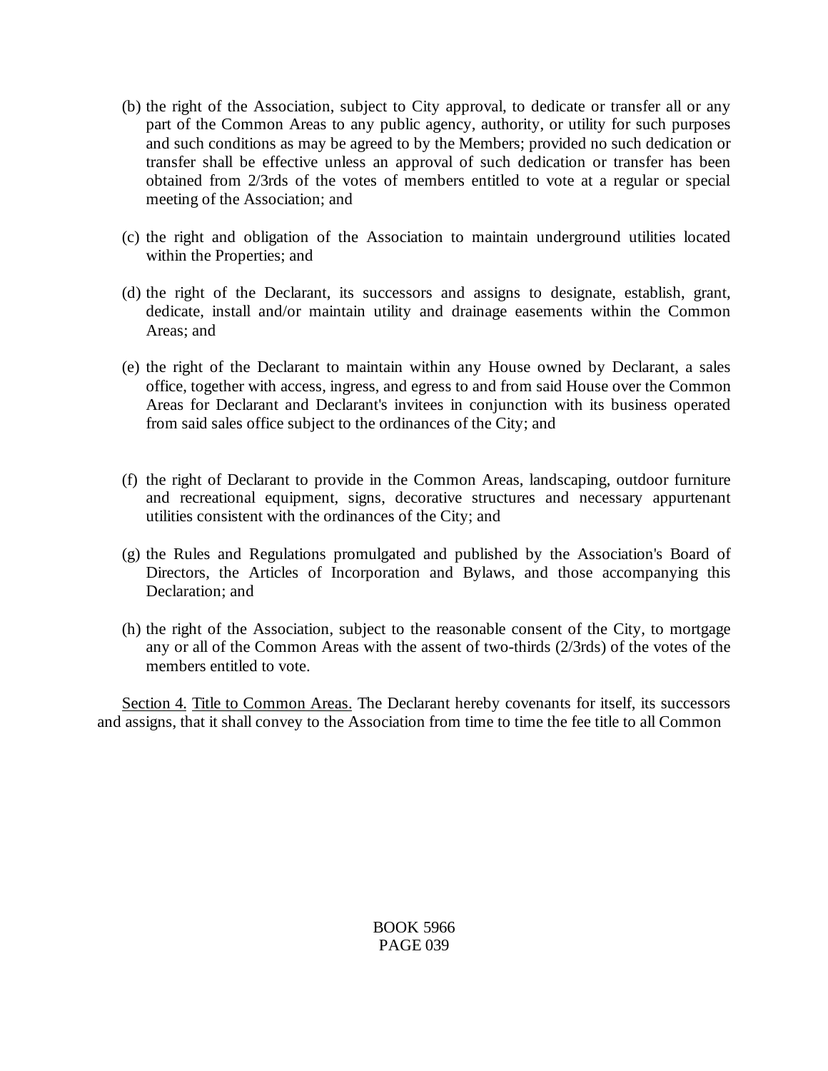(b) the right of the Association, subject to City approval, to dedicate or transfer all or any part of the Common Areas to any public agency, authority, or utility for such purposes and such conditions as may be agreed to by the Members; provided no such dedication or transfer shall be effective unless an approval of such dedication or transfer has been obtained from 2/3rds of the votes of members entitled to vote at a regular or special meeting of the Association; and

(c) the right and obligation of the Association to maintain underground utilities located within the Properties; and

(d) the right of the Declarant, its successors and assigns to designate, establish, grant, dedicate, install and/or maintain utility and drainage easements within the Common Areas; and

(e) the right of the Declarant to maintain within any House owned by Declarant, a sales office, together with access, ingress, and egress to and from said House over the Common Areas for Declarant and Declarant's invitees in conjunction with its business operated from said sales office subject to the ordinances of the City; and

(f) the right of Declarant to provide in the Common Areas, landscaping, outdoor furniture and recreational equipment, signs, decorative structures and necessary appurtenant utilities consistent with the ordinances of the City; and

(g) the Rules and Regulations promulgated and published by the Association's Board of Directors, the Articles of Incorporation and Bylaws, and those accompanying this Declaration; and

(h) the right of the Association, subject to the reasonable consent of the City, to mortgage any or all of the Common Areas with the assent of two-thirds (2/3rds) of the votes of the members entitled to vote.

Section 4. Title to Common Areas. The Declarant hereby covenants for itself, its successors and assigns, that it shall convey to the Association from time to time the fee title to all Common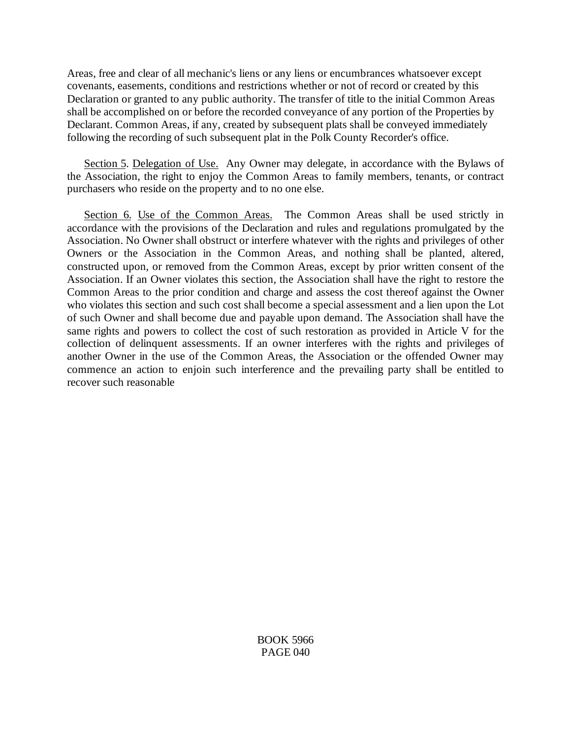Areas, free and clear of all mechanic's liens or any liens or encumbrances whatsoever except covenants, easements, conditions and restrictions whether or not of record or created by this Declaration or granted to any public authority. The transfer of title to the initial Common Areas shall be accomplished on or before the recorded conveyance of any portion of the Properties by Declarant. Common Areas, if any, created by subsequent plats shall be conveyed immediately following the recording of such subsequent plat in the Polk County Recorder's office.

Section 5. Delegation of Use. Any Owner may delegate, in accordance with the Bylaws of the Association, the right to enjoy the Common Areas to family members, tenants, or contract purchasers who reside on the property and to no one else.

Section 6. Use of the Common Areas. The Common Areas shall be used strictly in accordance with the provisions of the Declaration and rules and regulations promulgated by the Association. No Owner shall obstruct or interfere whatever with the rights and privileges of other Owners or the Association in the Common Areas, and nothing shall be planted, altered, constructed upon, or removed from the Common Areas, except by prior written consent of the Association. If an Owner violates this section, the Association shall have the right to restore the Common Areas to the prior condition and charge and assess the cost thereof against the Owner who violates this section and such cost shall become a special assessment and a lien upon the Lot of such Owner and shall become due and payable upon demand. The Association shall have the same rights and powers to collect the cost of such restoration as provided in Article V for the collection of delinquent assessments. If an owner interferes with the rights and privileges of another Owner in the use of the Common Areas, the Association or the offended Owner may commence an action to enjoin such interference and the prevailing party shall be entitled to recover such reasonable

BOOK 5966
PAGE 040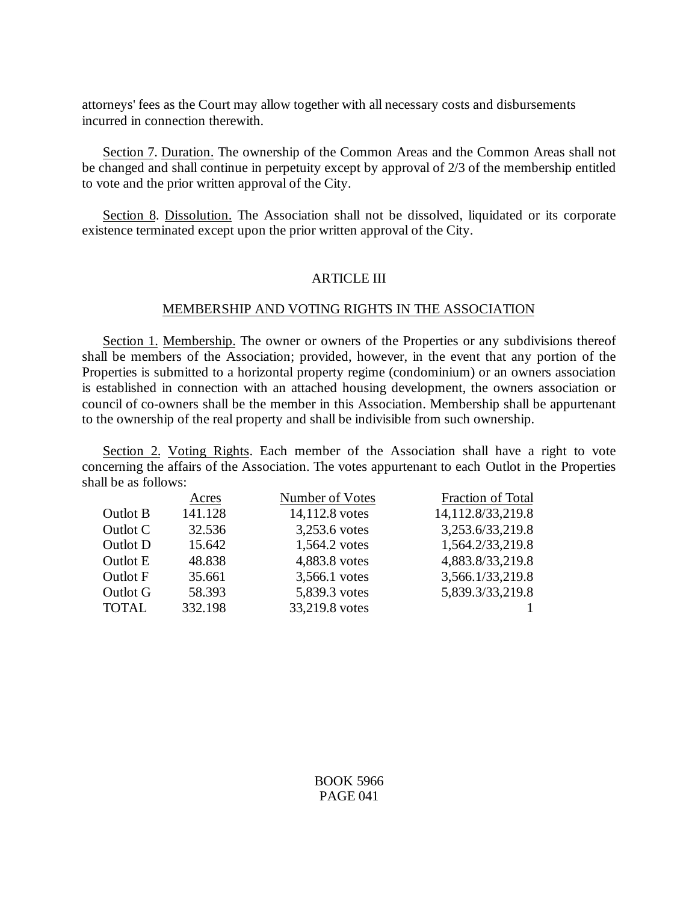attorneys' fees as the Court may allow together with all necessary costs and disbursements incurred in connection therewith.

Section 7. Duration. The ownership of the Common Areas and the Common Areas shall not be changed and shall continue in perpetuity except by approval of 2/3 of the membership entitled to vote and the prior written approval of the City.

Section 8. Dissolution. The Association shall not be dissolved, liquidated or its corporate existence terminated except upon the prior written approval of the City.

## ARTICLE III

## MEMBERSHIP AND VOTING RIGHTS IN THE ASSOCIATION

Section 1. Membership. The owner or owners of the Properties or any subdivisions thereof shall be members of the Association; provided, however, in the event that any portion of the Properties is submitted to a horizontal property regime (condominium) or an owners association is established in connection with an attached housing development, the owners association or council of co-owners shall be the member in this Association. Membership shall be appurtenant to the ownership of the real property and shall be indivisible from such ownership.

Section 2. Voting Rights. Each member of the Association shall have a right to vote concerning the affairs of the Association. The votes appurtenant to each Outlot in the Properties shall be as follows:

| | Acres | Number of Votes | Fraction of Total |
|---|---|---|---|
| Outlot B | 141.128 | 14,112.8 votes | 14,112.8/33,219.8 |
| Outlot C | 32.536 | 3,253.6 votes | 3,253.6/33,219.8 |
| Outlot D | 15.642 | 1,564.2 votes | 1,564.2/33,219.8 |
| Outlot E | 48.838 | 4,883.8 votes | 4,883.8/33,219.8 |
| Outlot F | 35.661 | 3,566.1 votes | 3,566.1/33,219.8 |
| Outlot G | 58.393 | 5,839.3 votes | 5,839.3/33,219.8 |
| TOTAL | 332.198 | 33,219.8 votes | 1 |

BOOK 5966
PAGE 041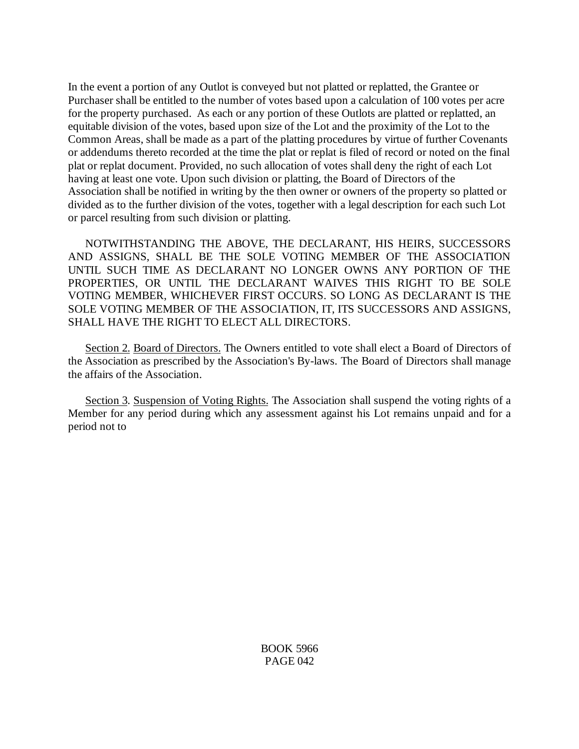In the event a portion of any Outlot is conveyed but not platted or replatted, the Grantee or Purchaser shall be entitled to the number of votes based upon a calculation of 100 votes per acre for the property purchased. As each or any portion of these Outlots are platted or replatted, an equitable division of the votes, based upon size of the Lot and the proximity of the Lot to the Common Areas, shall be made as a part of the platting procedures by virtue of further Covenants or addendums thereto recorded at the time the plat or replat is filed of record or noted on the final plat or replat document. Provided, no such allocation of votes shall deny the right of each Lot having at least one vote. Upon such division or platting, the Board of Directors of the Association shall be notified in writing by the then owner or owners of the property so platted or divided as to the further division of the votes, together with a legal description for each such Lot or parcel resulting from such division or platting.

NOTWITHSTANDING THE ABOVE, THE DECLARANT, HIS HEIRS, SUCCESSORS AND ASSIGNS, SHALL BE THE SOLE VOTING MEMBER OF THE ASSOCIATION UNTIL SUCH TIME AS DECLARANT NO LONGER OWNS ANY PORTION OF THE PROPERTIES, OR UNTIL THE DECLARANT WAIVES THIS RIGHT TO BE SOLE VOTING MEMBER, WHICHEVER FIRST OCCURS. SO LONG AS DECLARANT IS THE SOLE VOTING MEMBER OF THE ASSOCIATION, IT, ITS SUCCESSORS AND ASSIGNS, SHALL HAVE THE RIGHT TO ELECT ALL DIRECTORS.

Section 2. Board of Directors. The Owners entitled to vote shall elect a Board of Directors of the Association as prescribed by the Association's By-laws. The Board of Directors shall manage the affairs of the Association.

Section 3. Suspension of Voting Rights. The Association shall suspend the voting rights of a Member for any period during which any assessment against his Lot remains unpaid and for a period not to

BOOK 5966
PAGE 042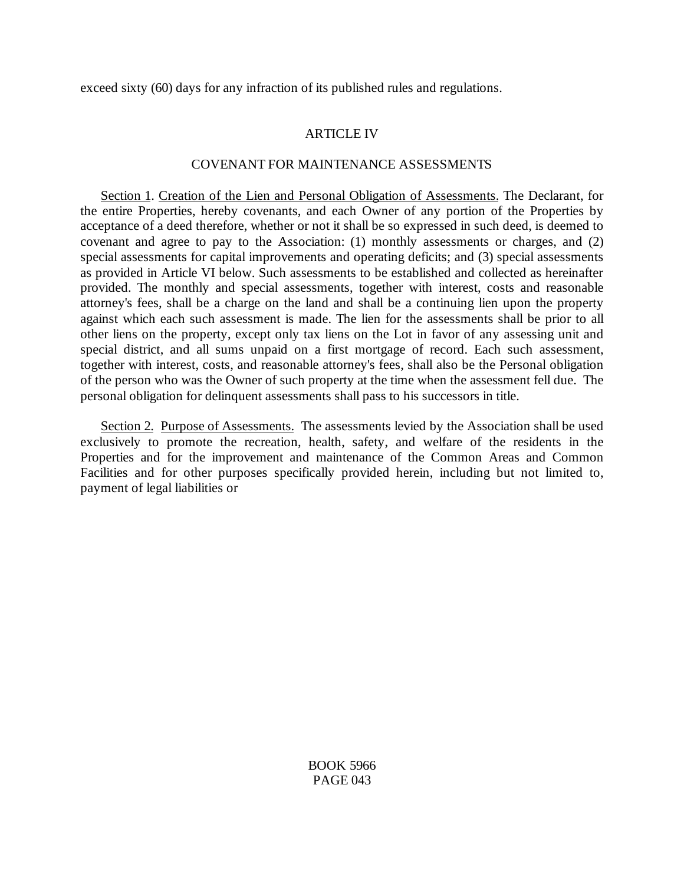exceed sixty (60) days for any infraction of its published rules and regulations.

## ARTICLE IV

## COVENANT FOR MAINTENANCE ASSESSMENTS

Section 1. Creation of the Lien and Personal Obligation of Assessments. The Declarant, for the entire Properties, hereby covenants, and each Owner of any portion of the Properties by acceptance of a deed therefore, whether or not it shall be so expressed in such deed, is deemed to covenant and agree to pay to the Association: (1) monthly assessments or charges, and (2) special assessments for capital improvements and operating deficits; and (3) special assessments as provided in Article VI below. Such assessments to be established and collected as hereinafter provided. The monthly and special assessments, together with interest, costs and reasonable attorney's fees, shall be a charge on the land and shall be a continuing lien upon the property against which each such assessment is made. The lien for the assessments shall be prior to all other liens on the property, except only tax liens on the Lot in favor of any assessing unit and special district, and all sums unpaid on a first mortgage of record. Each such assessment, together with interest, costs, and reasonable attorney's fees, shall also be the Personal obligation of the person who was the Owner of such property at the time when the assessment fell due. The personal obligation for delinquent assessments shall pass to his successors in title.

Section 2. Purpose of Assessments. The assessments levied by the Association shall be used exclusively to promote the recreation, health, safety, and welfare of the residents in the Properties and for the improvement and maintenance of the Common Areas and Common Facilities and for other purposes specifically provided herein, including but not limited to, payment of legal liabilities or

BOOK 5966
PAGE 043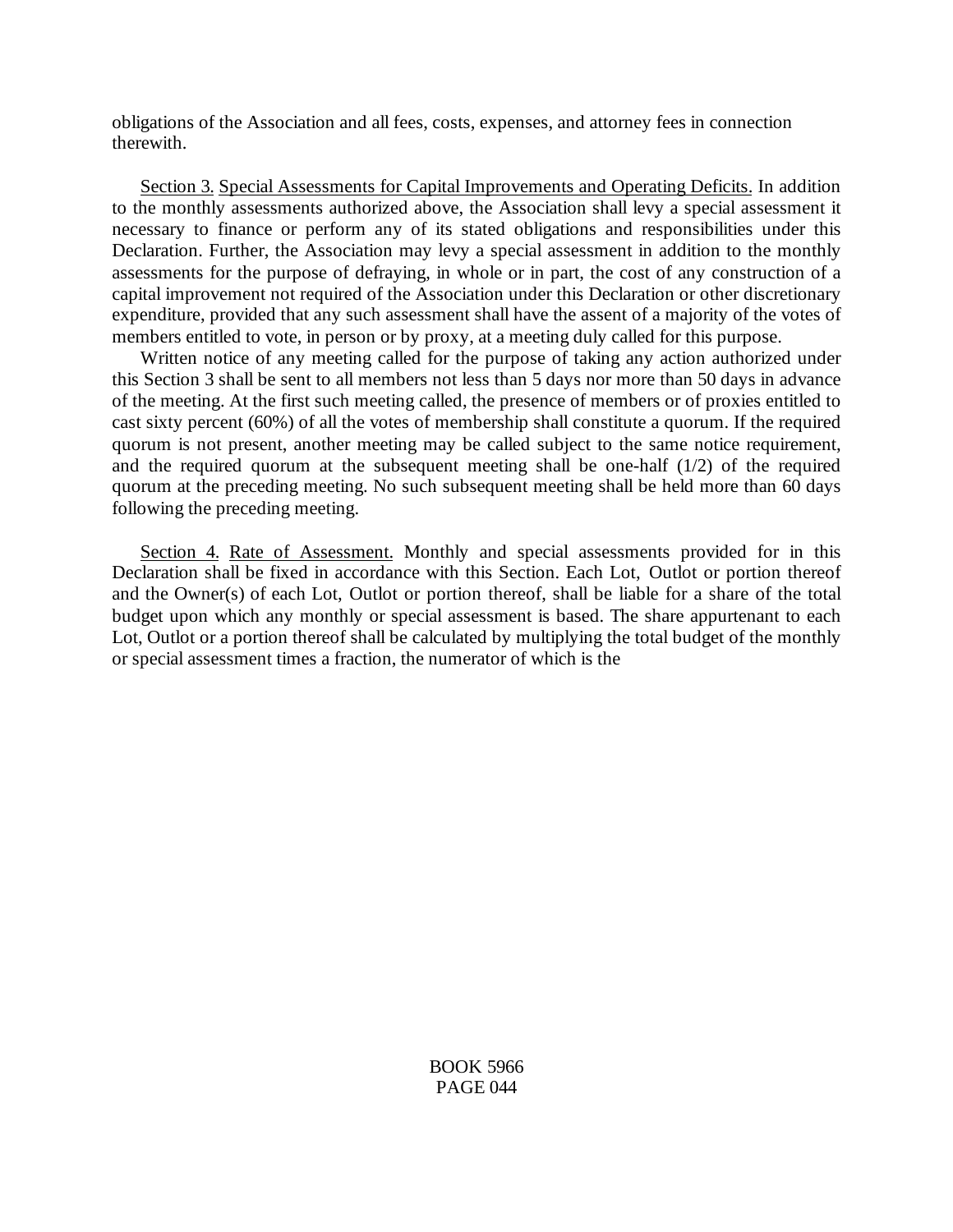obligations of the Association and all fees, costs, expenses, and attorney fees in connection therewith.

Section 3. Special Assessments for Capital Improvements and Operating Deficits. In addition to the monthly assessments authorized above, the Association shall levy a special assessment it necessary to finance or perform any of its stated obligations and responsibilities under this Declaration. Further, the Association may levy a special assessment in addition to the monthly assessments for the purpose of defraying, in whole or in part, the cost of any construction of a capital improvement not required of the Association under this Declaration or other discretionary expenditure, provided that any such assessment shall have the assent of a majority of the votes of members entitled to vote, in person or by proxy, at a meeting duly called for this purpose.

Written notice of any meeting called for the purpose of taking any action authorized under this Section 3 shall be sent to all members not less than 5 days nor more than 50 days in advance of the meeting. At the first such meeting called, the presence of members or of proxies entitled to cast sixty percent (60%) of all the votes of membership shall constitute a quorum. If the required quorum is not present, another meeting may be called subject to the same notice requirement, and the required quorum at the subsequent meeting shall be one-half (1/2) of the required quorum at the preceding meeting. No such subsequent meeting shall be held more than 60 days following the preceding meeting.

Section 4. Rate of Assessment. Monthly and special assessments provided for in this Declaration shall be fixed in accordance with this Section. Each Lot, Outlot or portion thereof and the Owner(s) of each Lot, Outlot or portion thereof, shall be liable for a share of the total budget upon which any monthly or special assessment is based. The share appurtenant to each Lot, Outlot or a portion thereof shall be calculated by multiplying the total budget of the monthly or special assessment times a fraction, the numerator of which is the

BOOK 5966
PAGE 044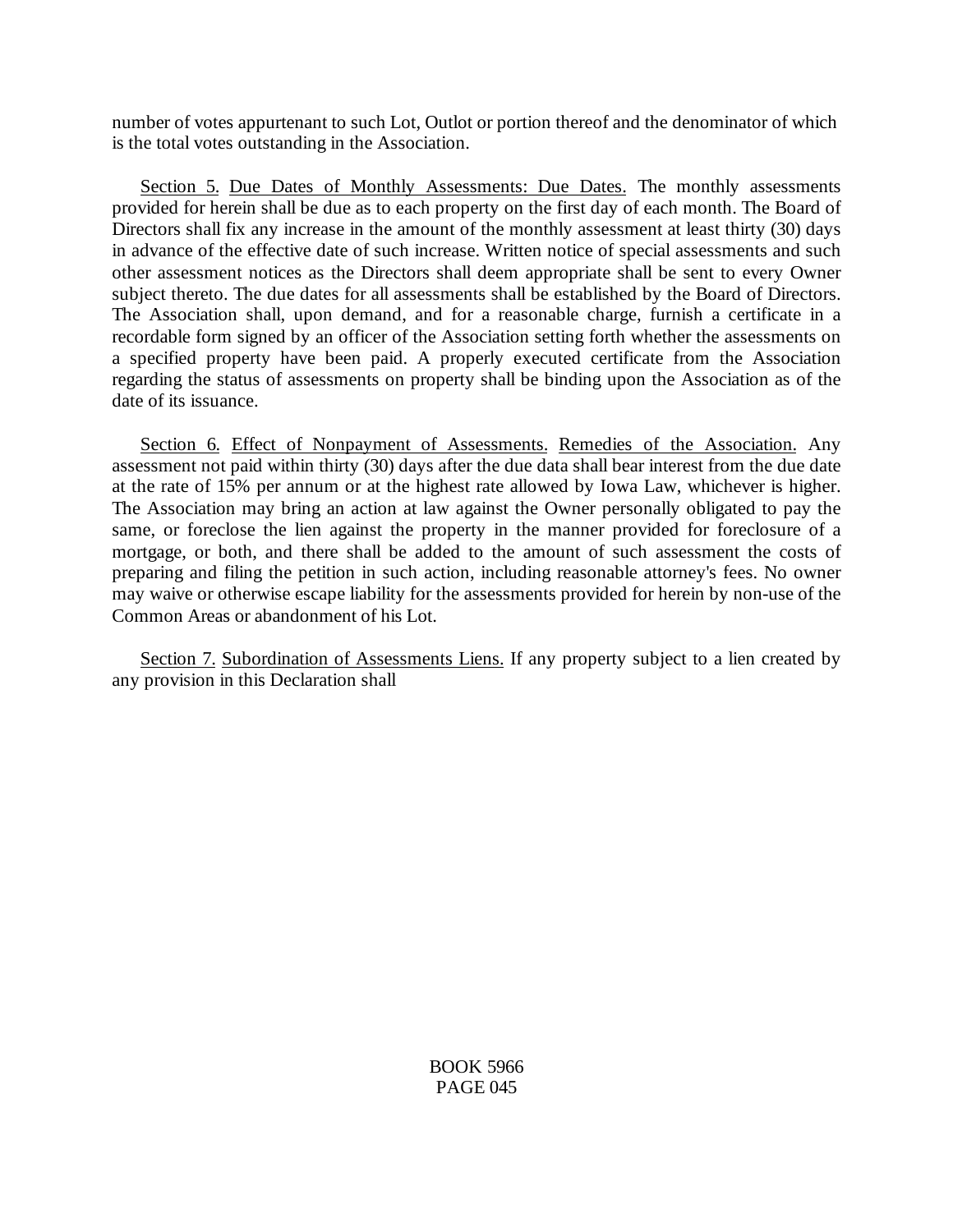number of votes appurtenant to such Lot, Outlot or portion thereof and the denominator of which is the total votes outstanding in the Association.

Section 5. Due Dates of Monthly Assessments: Due Dates. The monthly assessments provided for herein shall be due as to each property on the first day of each month. The Board of Directors shall fix any increase in the amount of the monthly assessment at least thirty (30) days in advance of the effective date of such increase. Written notice of special assessments and such other assessment notices as the Directors shall deem appropriate shall be sent to every Owner subject thereto. The due dates for all assessments shall be established by the Board of Directors. The Association shall, upon demand, and for a reasonable charge, furnish a certificate in a recordable form signed by an officer of the Association setting forth whether the assessments on a specified property have been paid. A properly executed certificate from the Association regarding the status of assessments on property shall be binding upon the Association as of the date of its issuance.

Section 6. Effect of Nonpayment of Assessments. Remedies of the Association. Any assessment not paid within thirty (30) days after the due data shall bear interest from the due date at the rate of 15% per annum or at the highest rate allowed by Iowa Law, whichever is higher. The Association may bring an action at law against the Owner personally obligated to pay the same, or foreclose the lien against the property in the manner provided for foreclosure of a mortgage, or both, and there shall be added to the amount of such assessment the costs of preparing and filing the petition in such action, including reasonable attorney's fees. No owner may waive or otherwise escape liability for the assessments provided for herein by non-use of the Common Areas or abandonment of his Lot.

Section 7. Subordination of Assessments Liens. If any property subject to a lien created by any provision in this Declaration shall

BOOK 5966
PAGE 045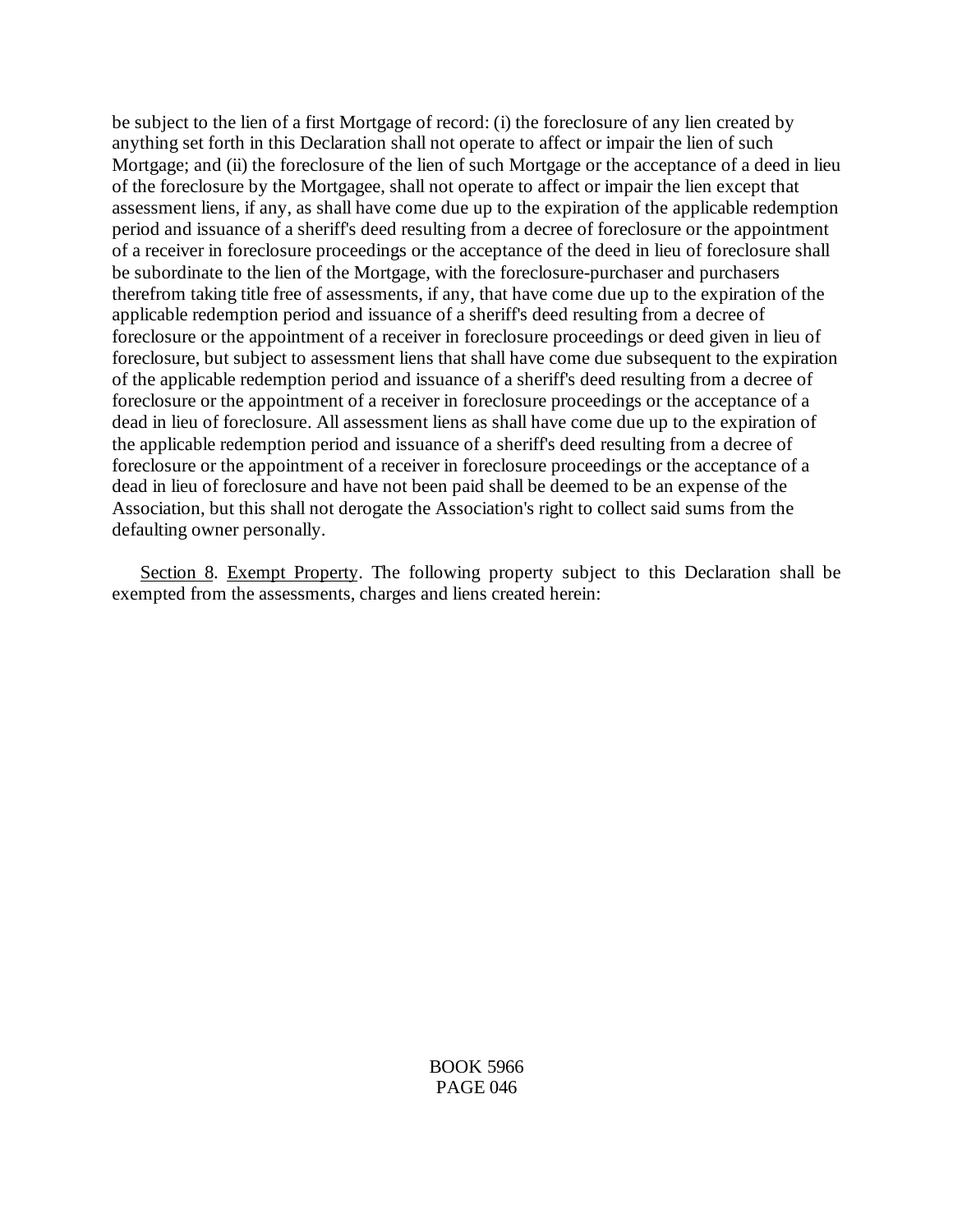be subject to the lien of a first Mortgage of record: (i) the foreclosure of any lien created by anything set forth in this Declaration shall not operate to affect or impair the lien of such Mortgage; and (ii) the foreclosure of the lien of such Mortgage or the acceptance of a deed in lieu of the foreclosure by the Mortgagee, shall not operate to affect or impair the lien except that assessment liens, if any, as shall have come due up to the expiration of the applicable redemption period and issuance of a sheriff's deed resulting from a decree of foreclosure or the appointment of a receiver in foreclosure proceedings or the acceptance of the deed in lieu of foreclosure shall be subordinate to the lien of the Mortgage, with the foreclosure-purchaser and purchasers therefrom taking title free of assessments, if any, that have come due up to the expiration of the applicable redemption period and issuance of a sheriff's deed resulting from a decree of foreclosure or the appointment of a receiver in foreclosure proceedings or deed given in lieu of foreclosure, but subject to assessment liens that shall have come due subsequent to the expiration of the applicable redemption period and issuance of a sheriff's deed resulting from a decree of foreclosure or the appointment of a receiver in foreclosure proceedings or the acceptance of a dead in lieu of foreclosure. All assessment liens as shall have come due up to the expiration of the applicable redemption period and issuance of a sheriff's deed resulting from a decree of foreclosure or the appointment of a receiver in foreclosure proceedings or the acceptance of a dead in lieu of foreclosure and have not been paid shall be deemed to be an expense of the Association, but this shall not derogate the Association's right to collect said sums from the defaulting owner personally.

Section 8. Exempt Property. The following property subject to this Declaration shall be exempted from the assessments, charges and liens created herein:

BOOK 5966
PAGE 046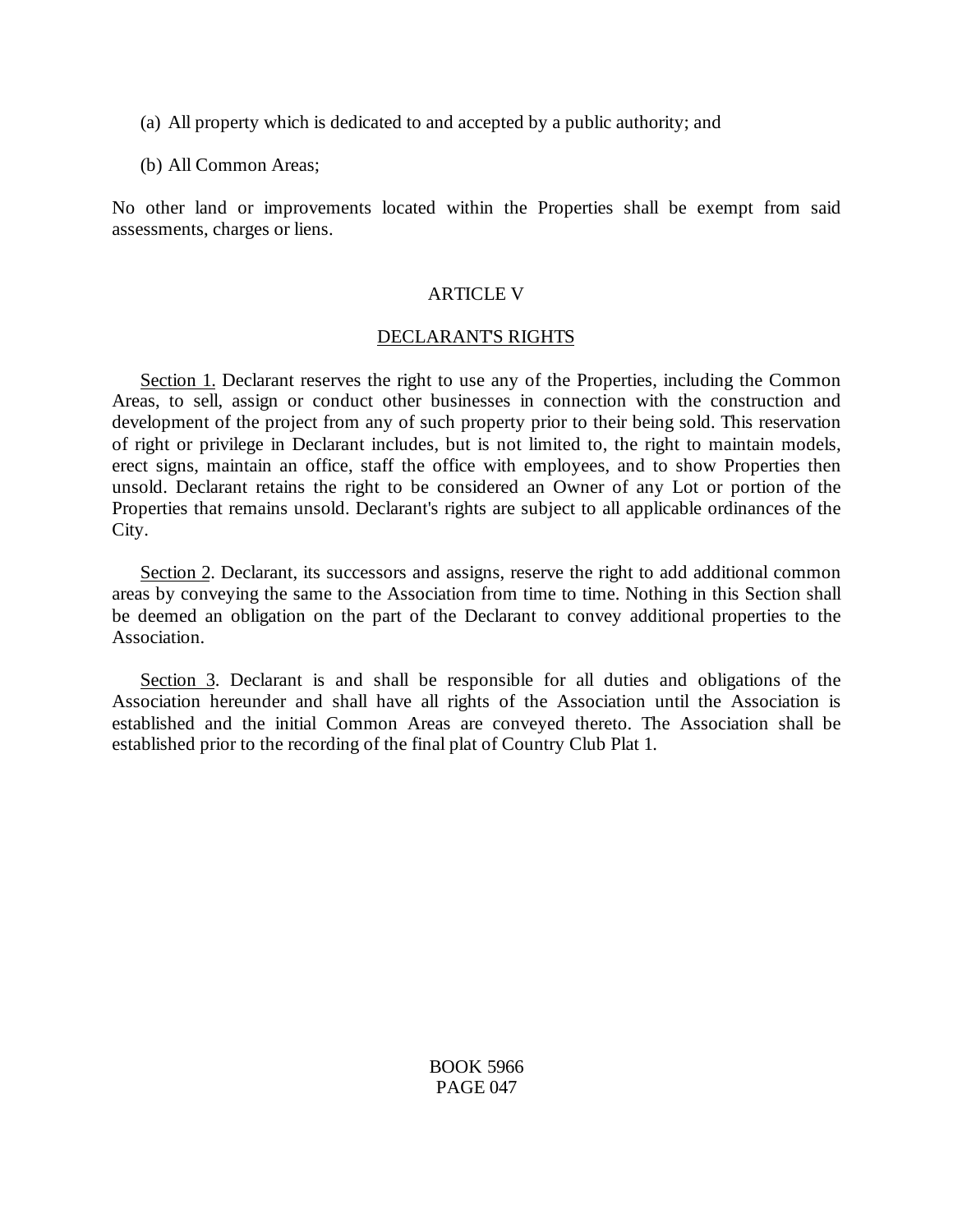(a) All property which is dedicated to and accepted by a public authority; and

(b) All Common Areas;

No other land or improvements located within the Properties shall be exempt from said assessments, charges or liens.

## ARTICLE V

## DECLARANT'S RIGHTS

Section 1. Declarant reserves the right to use any of the Properties, including the Common Areas, to sell, assign or conduct other businesses in connection with the construction and development of the project from any of such property prior to their being sold. This reservation of right or privilege in Declarant includes, but is not limited to, the right to maintain models, erect signs, maintain an office, staff the office with employees, and to show Properties then unsold. Declarant retains the right to be considered an Owner of any Lot or portion of the Properties that remains unsold. Declarant's rights are subject to all applicable ordinances of the City.

Section 2. Declarant, its successors and assigns, reserve the right to add additional common areas by conveying the same to the Association from time to time. Nothing in this Section shall be deemed an obligation on the part of the Declarant to convey additional properties to the Association.

Section 3. Declarant is and shall be responsible for all duties and obligations of the Association hereunder and shall have all rights of the Association until the Association is established and the initial Common Areas are conveyed thereto. The Association shall be established prior to the recording of the final plat of Country Club Plat 1.

BOOK 5966
PAGE 047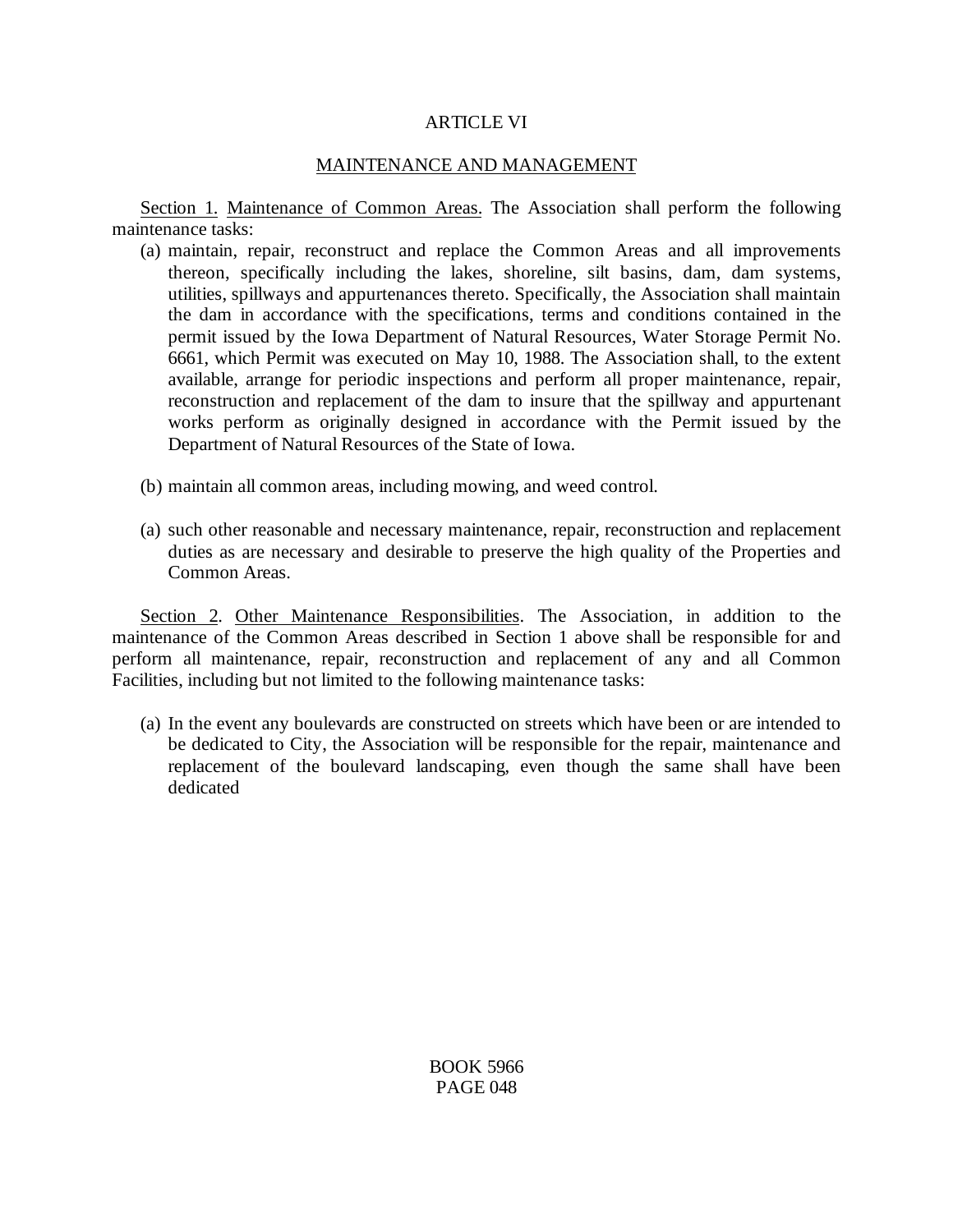ARTICLE VI

MAINTENANCE AND MANAGEMENT

Section 1. Maintenance of Common Areas. The Association shall perform the following maintenance tasks:

(a) maintain, repair, reconstruct and replace the Common Areas and all improvements thereon, specifically including the lakes, shoreline, silt basins, dam, dam systems, utilities, spillways and appurtenances thereto. Specifically, the Association shall maintain the dam in accordance with the specifications, terms and conditions contained in the permit issued by the Iowa Department of Natural Resources, Water Storage Permit No. 6661, which Permit was executed on May 10, 1988. The Association shall, to the extent available, arrange for periodic inspections and perform all proper maintenance, repair, reconstruction and replacement of the dam to insure that the spillway and appurtenant works perform as originally designed in accordance with the Permit issued by the Department of Natural Resources of the State of Iowa.

(b) maintain all common areas, including mowing, and weed control.

(a) such other reasonable and necessary maintenance, repair, reconstruction and replacement duties as are necessary and desirable to preserve the high quality of the Properties and Common Areas.

Section 2. Other Maintenance Responsibilities. The Association, in addition to the maintenance of the Common Areas described in Section 1 above shall be responsible for and perform all maintenance, repair, reconstruction and replacement of any and all Common Facilities, including but not limited to the following maintenance tasks:

(a) In the event any boulevards are constructed on streets which have been or are intended to be dedicated to City, the Association will be responsible for the repair, maintenance and replacement of the boulevard landscaping, even though the same shall have been dedicated

BOOK 5966
PAGE 048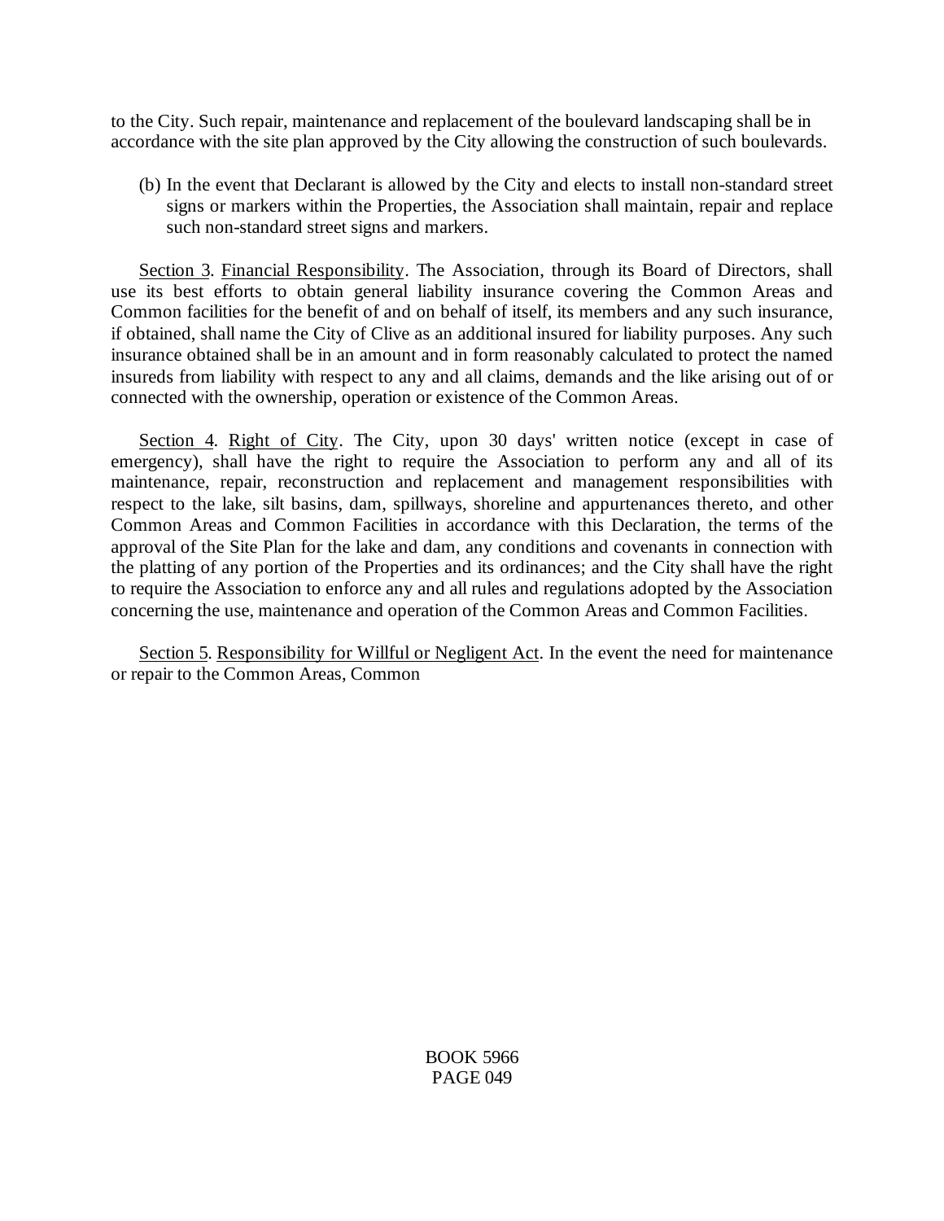to the City. Such repair, maintenance and replacement of the boulevard landscaping shall be in accordance with the site plan approved by the City allowing the construction of such boulevards.

(b) In the event that Declarant is allowed by the City and elects to install non-standard street signs or markers within the Properties, the Association shall maintain, repair and replace such non-standard street signs and markers.

<u>Section 3</u>. <u>Financial Responsibility</u>. The Association, through its Board of Directors, shall use its best efforts to obtain general liability insurance covering the Common Areas and Common facilities for the benefit of and on behalf of itself, its members and any such insurance, if obtained, shall name the City of Clive as an additional insured for liability purposes. Any such insurance obtained shall be in an amount and in form reasonably calculated to protect the named insureds from liability with respect to any and all claims, demands and the like arising out of or connected with the ownership, operation or existence of the Common Areas.

<u>Section 4</u>. <u>Right of City</u>. The City, upon 30 days' written notice (except in case of emergency), shall have the right to require the Association to perform any and all of its maintenance, repair, reconstruction and replacement and management responsibilities with respect to the lake, silt basins, dam, spillways, shoreline and appurtenances thereto, and other Common Areas and Common Facilities in accordance with this Declaration, the terms of the approval of the Site Plan for the lake and dam, any conditions and covenants in connection with the platting of any portion of the Properties and its ordinances; and the City shall have the right to require the Association to enforce any and all rules and regulations adopted by the Association concerning the use, maintenance and operation of the Common Areas and Common Facilities.

<u>Section 5</u>. <u>Responsibility for Willful or Negligent Act</u>. In the event the need for maintenance or repair to the Common Areas, Common

BOOK 5966
PAGE 049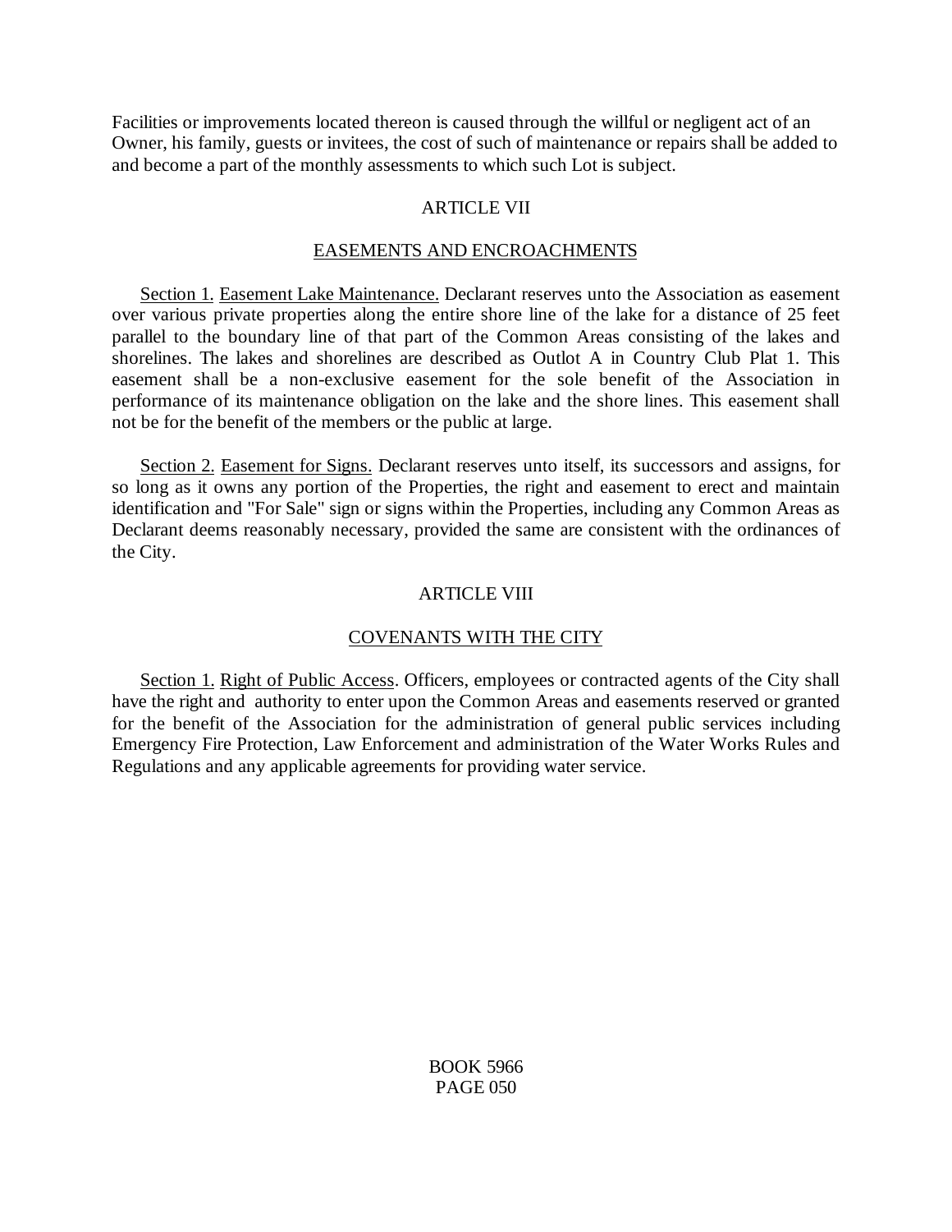Facilities or improvements located thereon is caused through the willful or negligent act of an Owner, his family, guests or invitees, the cost of such of maintenance or repairs shall be added to and become a part of the monthly assessments to which such Lot is subject.

## ARTICLE VII

## EASEMENTS AND ENCROACHMENTS

Section 1. Easement Lake Maintenance. Declarant reserves unto the Association as easement over various private properties along the entire shore line of the lake for a distance of 25 feet parallel to the boundary line of that part of the Common Areas consisting of the lakes and shorelines. The lakes and shorelines are described as Outlot A in Country Club Plat 1. This easement shall be a non-exclusive easement for the sole benefit of the Association in performance of its maintenance obligation on the lake and the shore lines. This easement shall not be for the benefit of the members or the public at large.

Section 2. Easement for Signs. Declarant reserves unto itself, its successors and assigns, for so long as it owns any portion of the Properties, the right and easement to erect and maintain identification and "For Sale" sign or signs within the Properties, including any Common Areas as Declarant deems reasonably necessary, provided the same are consistent with the ordinances of the City.

## ARTICLE VIII

## COVENANTS WITH THE CITY

Section 1. Right of Public Access. Officers, employees or contracted agents of the City shall have the right and authority to enter upon the Common Areas and easements reserved or granted for the benefit of the Association for the administration of general public services including Emergency Fire Protection, Law Enforcement and administration of the Water Works Rules and Regulations and any applicable agreements for providing water service.

BOOK 5966
PAGE 050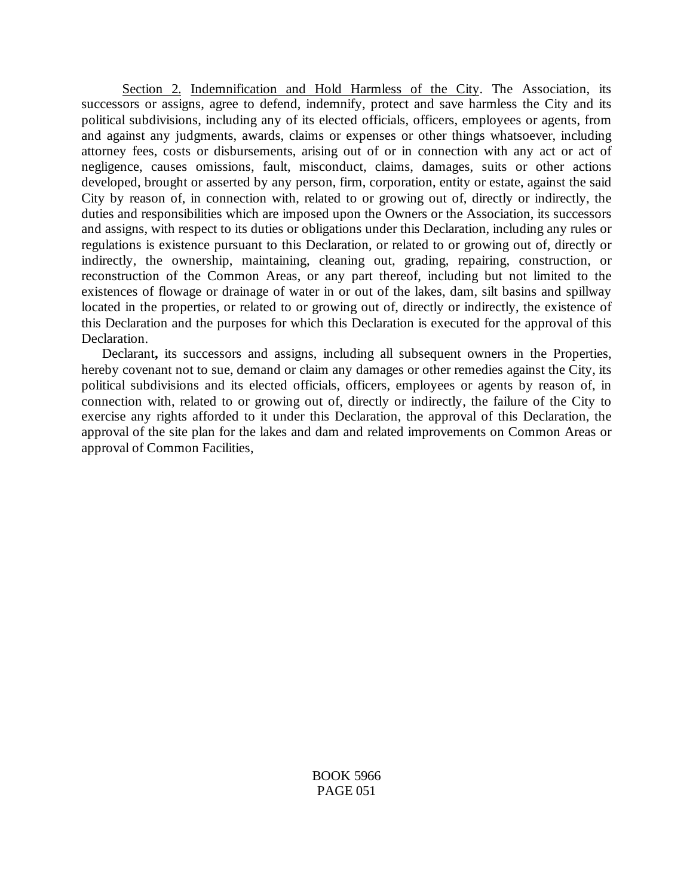Section 2. Indemnification and Hold Harmless of the City. The Association, its successors or assigns, agree to defend, indemnify, protect and save harmless the City and its political subdivisions, including any of its elected officials, officers, employees or agents, from and against any judgments, awards, claims or expenses or other things whatsoever, including attorney fees, costs or disbursements, arising out of or in connection with any act or act of negligence, causes omissions, fault, misconduct, claims, damages, suits or other actions developed, brought or asserted by any person, firm, corporation, entity or estate, against the said City by reason of, in connection with, related to or growing out of, directly or indirectly, the duties and responsibilities which are imposed upon the Owners or the Association, its successors and assigns, with respect to its duties or obligations under this Declaration, including any rules or regulations is existence pursuant to this Declaration, or related to or growing out of, directly or indirectly, the ownership, maintaining, cleaning out, grading, repairing, construction, or reconstruction of the Common Areas, or any part thereof, including but not limited to the existences of flowage or drainage of water in or out of the lakes, dam, silt basins and spillway located in the properties, or related to or growing out of, directly or indirectly, the existence of this Declaration and the purposes for which this Declaration is executed for the approval of this Declaration.

Declarant**,** its successors and assigns, including all subsequent owners in the Properties, hereby covenant not to sue, demand or claim any damages or other remedies against the City, its political subdivisions and its elected officials, officers, employees or agents by reason of, in connection with, related to or growing out of, directly or indirectly, the failure of the City to exercise any rights afforded to it under this Declaration, the approval of this Declaration, the approval of the site plan for the lakes and dam and related improvements on Common Areas or approval of Common Facilities,

BOOK 5966
PAGE 051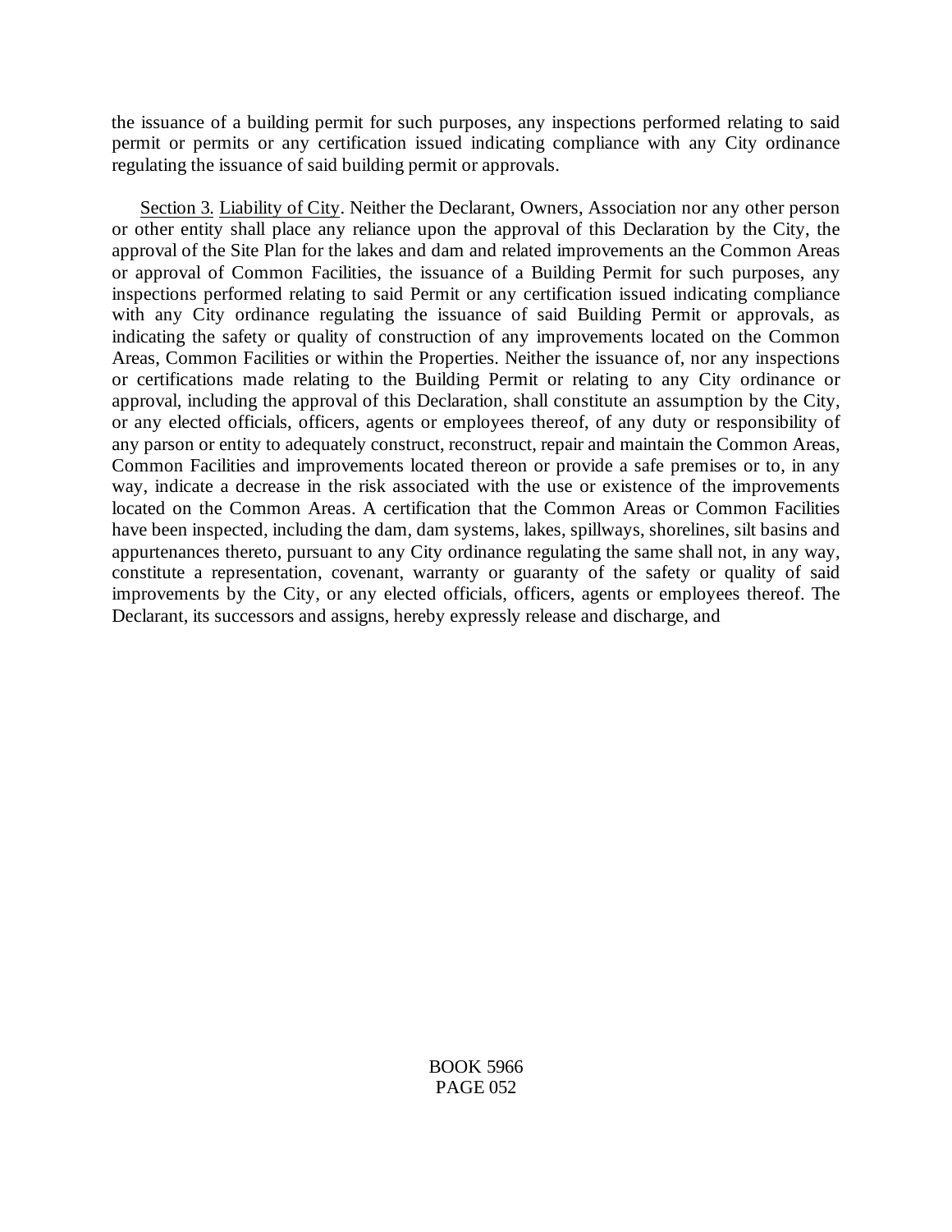the issuance of a building permit for such purposes, any inspections performed relating to said permit or permits or any certification issued indicating compliance with any City ordinance regulating the issuance of said building permit or approvals.

Section 3. Liability of City. Neither the Declarant, Owners, Association nor any other person or other entity shall place any reliance upon the approval of this Declaration by the City, the approval of the Site Plan for the lakes and dam and related improvements an the Common Areas or approval of Common Facilities, the issuance of a Building Permit for such purposes, any inspections performed relating to said Permit or any certification issued indicating compliance with any City ordinance regulating the issuance of said Building Permit or approvals, as indicating the safety or quality of construction of any improvements located on the Common Areas, Common Facilities or within the Properties. Neither the issuance of, nor any inspections or certifications made relating to the Building Permit or relating to any City ordinance or approval, including the approval of this Declaration, shall constitute an assumption by the City, or any elected officials, officers, agents or employees thereof, of any duty or responsibility of any parson or entity to adequately construct, reconstruct, repair and maintain the Common Areas, Common Facilities and improvements located thereon or provide a safe premises or to, in any way, indicate a decrease in the risk associated with the use or existence of the improvements located on the Common Areas. A certification that the Common Areas or Common Facilities have been inspected, including the dam, dam systems, lakes, spillways, shorelines, silt basins and appurtenances thereto, pursuant to any City ordinance regulating the same shall not, in any way, constitute a representation, covenant, warranty or guaranty of the safety or quality of said improvements by the City, or any elected officials, officers, agents or employees thereof. The Declarant, its successors and assigns, hereby expressly release and discharge, and

BOOK 5966
PAGE 052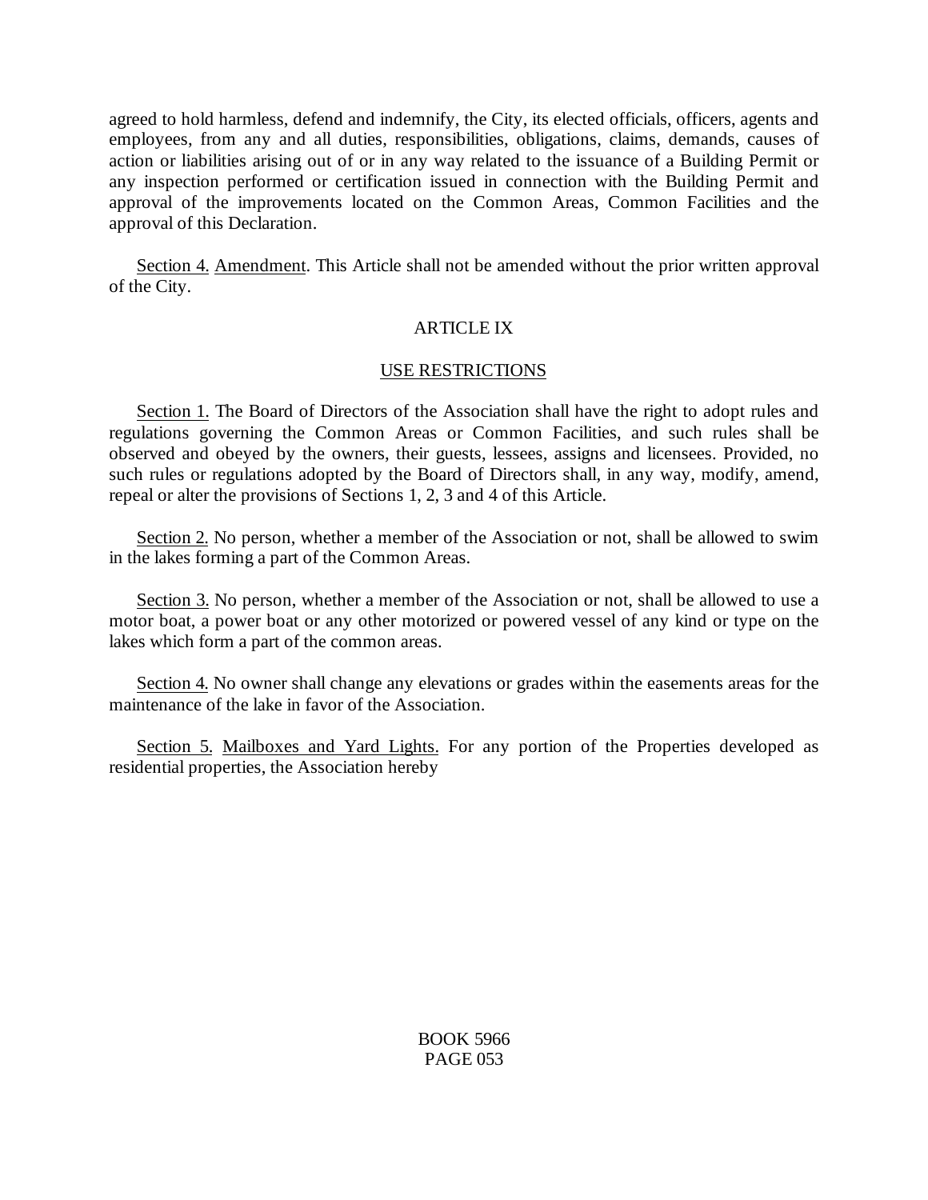agreed to hold harmless, defend and indemnify, the City, its elected officials, officers, agents and employees, from any and all duties, responsibilities, obligations, claims, demands, causes of action or liabilities arising out of or in any way related to the issuance of a Building Permit or any inspection performed or certification issued in connection with the Building Permit and approval of the improvements located on the Common Areas, Common Facilities and the approval of this Declaration.

Section 4. Amendment. This Article shall not be amended without the prior written approval of the City.

## ARTICLE IX

## USE RESTRICTIONS

Section 1. The Board of Directors of the Association shall have the right to adopt rules and regulations governing the Common Areas or Common Facilities, and such rules shall be observed and obeyed by the owners, their guests, lessees, assigns and licensees. Provided, no such rules or regulations adopted by the Board of Directors shall, in any way, modify, amend, repeal or alter the provisions of Sections 1, 2, 3 and 4 of this Article.

Section 2. No person, whether a member of the Association or not, shall be allowed to swim in the lakes forming a part of the Common Areas.

Section 3. No person, whether a member of the Association or not, shall be allowed to use a motor boat, a power boat or any other motorized or powered vessel of any kind or type on the lakes which form a part of the common areas.

Section 4. No owner shall change any elevations or grades within the easements areas for the maintenance of the lake in favor of the Association.

Section 5. Mailboxes and Yard Lights. For any portion of the Properties developed as residential properties, the Association hereby

BOOK 5966
PAGE 053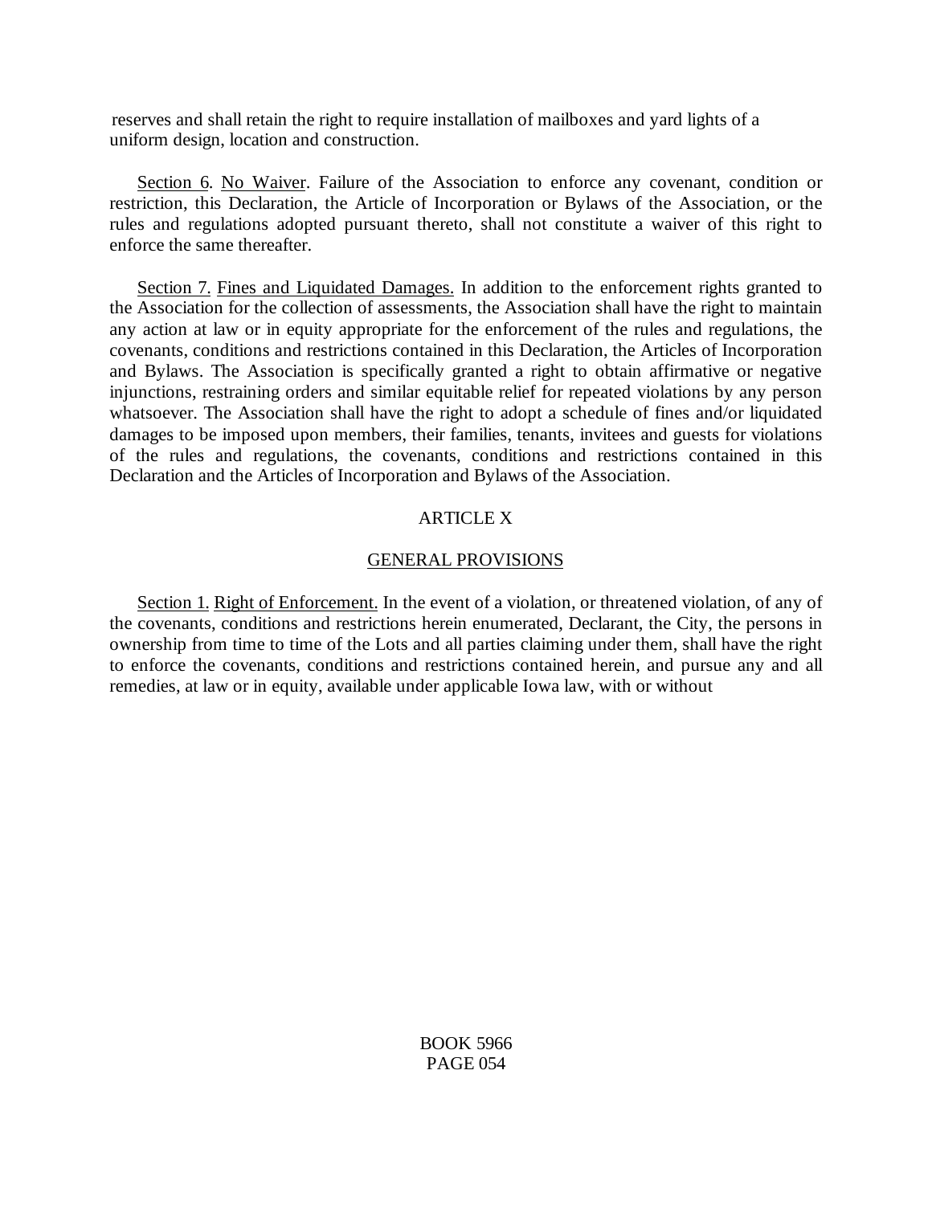reserves and shall retain the right to require installation of mailboxes and yard lights of a uniform design, location and construction.

Section 6. No Waiver. Failure of the Association to enforce any covenant, condition or restriction, this Declaration, the Article of Incorporation or Bylaws of the Association, or the rules and regulations adopted pursuant thereto, shall not constitute a waiver of this right to enforce the same thereafter.

Section 7. Fines and Liquidated Damages. In addition to the enforcement rights granted to the Association for the collection of assessments, the Association shall have the right to maintain any action at law or in equity appropriate for the enforcement of the rules and regulations, the covenants, conditions and restrictions contained in this Declaration, the Articles of Incorporation and Bylaws. The Association is specifically granted a right to obtain affirmative or negative injunctions, restraining orders and similar equitable relief for repeated violations by any person whatsoever. The Association shall have the right to adopt a schedule of fines and/or liquidated damages to be imposed upon members, their families, tenants, invitees and guests for violations of the rules and regulations, the covenants, conditions and restrictions contained in this Declaration and the Articles of Incorporation and Bylaws of the Association.

## ARTICLE X

## GENERAL PROVISIONS

Section 1. Right of Enforcement. In the event of a violation, or threatened violation, of any of the covenants, conditions and restrictions herein enumerated, Declarant, the City, the persons in ownership from time to time of the Lots and all parties claiming under them, shall have the right to enforce the covenants, conditions and restrictions contained herein, and pursue any and all remedies, at law or in equity, available under applicable Iowa law, with or without

BOOK 5966
PAGE 054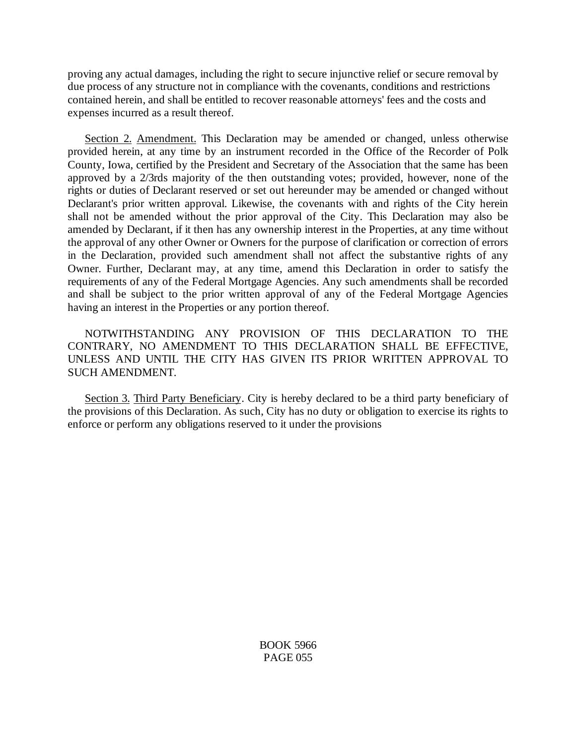proving any actual damages, including the right to secure injunctive relief or secure removal by due process of any structure not in compliance with the covenants, conditions and restrictions contained herein, and shall be entitled to recover reasonable attorneys' fees and the costs and expenses incurred as a result thereof.

Section 2. Amendment. This Declaration may be amended or changed, unless otherwise provided herein, at any time by an instrument recorded in the Office of the Recorder of Polk County, Iowa, certified by the President and Secretary of the Association that the same has been approved by a 2/3rds majority of the then outstanding votes; provided, however, none of the rights or duties of Declarant reserved or set out hereunder may be amended or changed without Declarant's prior written approval. Likewise, the covenants with and rights of the City herein shall not be amended without the prior approval of the City. This Declaration may also be amended by Declarant, if it then has any ownership interest in the Properties, at any time without the approval of any other Owner or Owners for the purpose of clarification or correction of errors in the Declaration, provided such amendment shall not affect the substantive rights of any Owner. Further, Declarant may, at any time, amend this Declaration in order to satisfy the requirements of any of the Federal Mortgage Agencies. Any such amendments shall be recorded and shall be subject to the prior written approval of any of the Federal Mortgage Agencies having an interest in the Properties or any portion thereof.

NOTWITHSTANDING ANY PROVISION OF THIS DECLARATION TO THE CONTRARY, NO AMENDMENT TO THIS DECLARATION SHALL BE EFFECTIVE, UNLESS AND UNTIL THE CITY HAS GIVEN ITS PRIOR WRITTEN APPROVAL TO SUCH AMENDMENT.

Section 3. Third Party Beneficiary. City is hereby declared to be a third party beneficiary of the provisions of this Declaration. As such, City has no duty or obligation to exercise its rights to enforce or perform any obligations reserved to it under the provisions

BOOK 5966
PAGE 055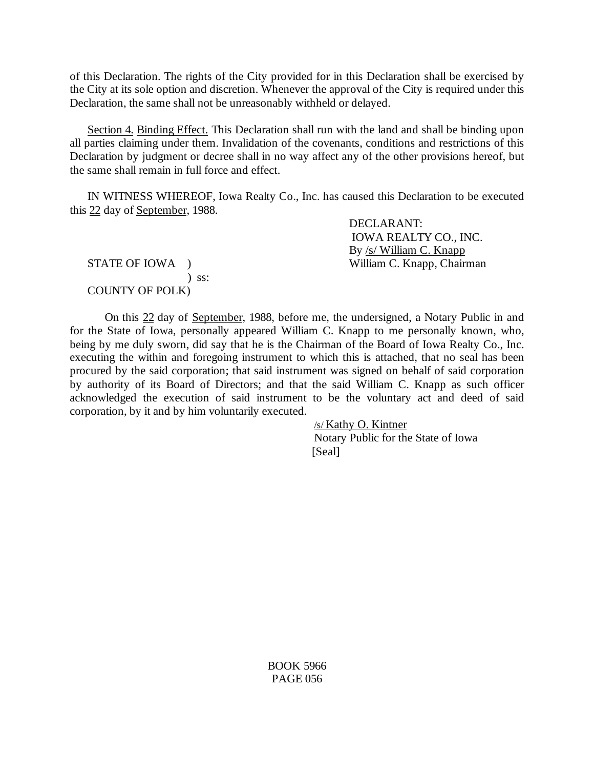of this Declaration. The rights of the City provided for in this Declaration shall be exercised by the City at its sole option and discretion. Whenever the approval of the City is required under this Declaration, the same shall not be unreasonably withheld or delayed.

Section 4. Binding Effect. This Declaration shall run with the land and shall be binding upon all parties claiming under them. Invalidation of the covenants, conditions and restrictions of this Declaration by judgment or decree shall in no way affect any of the other provisions hereof, but the same shall remain in full force and effect.

IN WITNESS WHEREOF, Iowa Realty Co., Inc. has caused this Declaration to be executed this 22 day of September, 1988.

DECLARANT:
IOWA REALTY CO., INC.
By /s/ William C. Knapp
William C. Knapp, Chairman

STATE OF IOWA )
) ss:
COUNTY OF POLK)

On this 22 day of September, 1988, before me, the undersigned, a Notary Public in and for the State of Iowa, personally appeared William C. Knapp to me personally known, who, being by me duly sworn, did say that he is the Chairman of the Board of Iowa Realty Co., Inc. executing the within and foregoing instrument to which this is attached, that no seal has been procured by the said corporation; that said instrument was signed on behalf of said corporation by authority of its Board of Directors; and that the said William C. Knapp as such officer acknowledged the execution of said instrument to be the voluntary act and deed of said corporation, by it and by him voluntarily executed.

/s/ Kathy O. Kintner
Notary Public for the State of Iowa
[Seal]

BOOK 5966
PAGE 056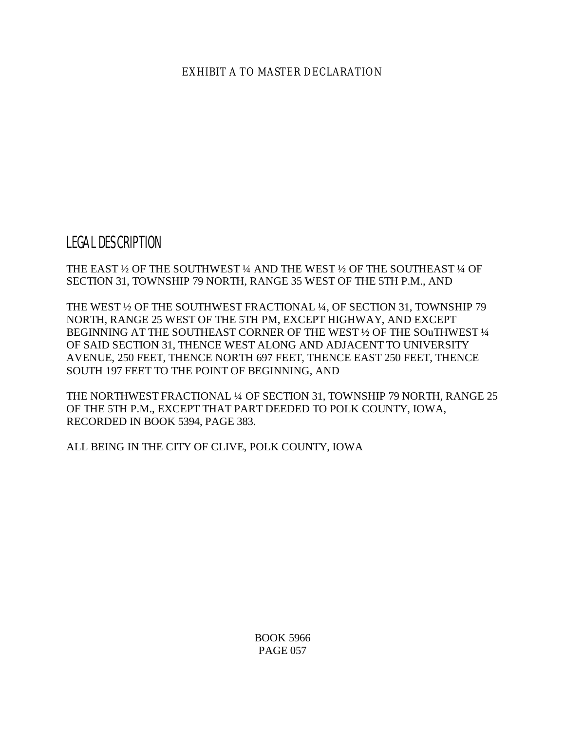EXHIBIT A TO MASTER DECLARATION

## LEGAL DESCRIPTION

THE EAST ½ OF THE SOUTHWEST ¼ AND THE WEST ½ OF THE SOUTHEAST ¼ OF SECTION 31, TOWNSHIP 79 NORTH, RANGE 35 WEST OF THE 5TH P.M., AND

THE WEST ½ OF THE SOUTHWEST FRACTIONAL ¼, OF SECTION 31, TOWNSHIP 79 NORTH, RANGE 25 WEST OF THE 5TH PM, EXCEPT HIGHWAY, AND EXCEPT BEGINNING AT THE SOUTHEAST CORNER OF THE WEST ½ OF THE SOuTHWEST ¼ OF SAID SECTION 31, THENCE WEST ALONG AND ADJACENT TO UNIVERSITY AVENUE, 250 FEET, THENCE NORTH 697 FEET, THENCE EAST 250 FEET, THENCE SOUTH 197 FEET TO THE POINT OF BEGINNING, AND

THE NORTHWEST FRACTIONAL ¼ OF SECTION 31, TOWNSHIP 79 NORTH, RANGE 25 OF THE 5TH P.M., EXCEPT THAT PART DEEDED TO POLK COUNTY, IOWA, RECORDED IN BOOK 5394, PAGE 383.

ALL BEING IN THE CITY OF CLIVE, POLK COUNTY, IOWA

BOOK 5966
PAGE 057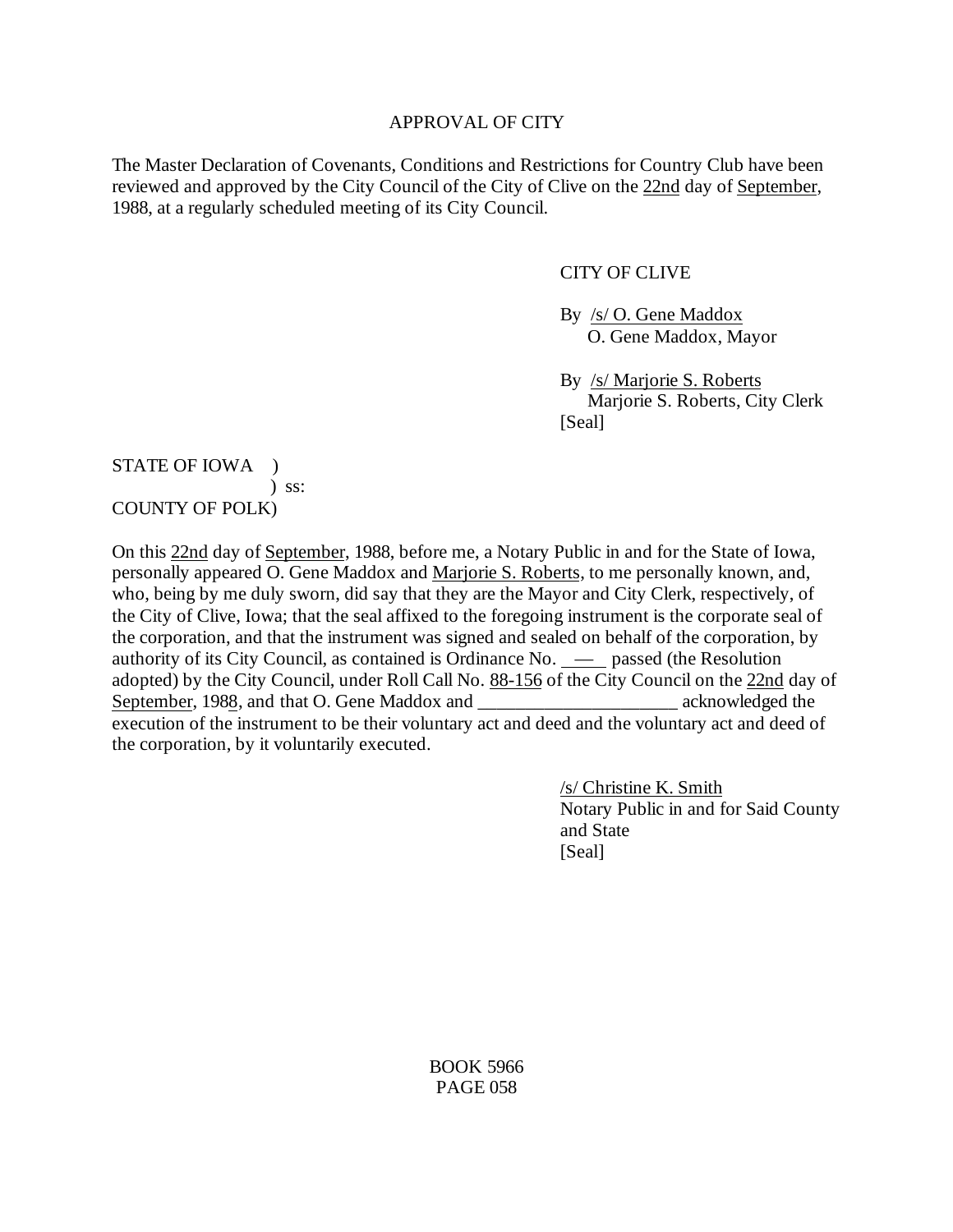# APPROVAL OF CITY

The Master Declaration of Covenants, Conditions and Restrictions for Country Club have been reviewed and approved by the City Council of the City of Clive on the 22nd day of September, 1988, at a regularly scheduled meeting of its City Council.

CITY OF CLIVE

By /s/ O. Gene Maddox
O. Gene Maddox, Mayor

By /s/ Marjorie S. Roberts
Marjorie S. Roberts, City Clerk
[Seal]

STATE OF IOWA )
) ss:
COUNTY OF POLK)

On this 22nd day of September, 1988, before me, a Notary Public in and for the State of Iowa, personally appeared O. Gene Maddox and Marjorie S. Roberts, to me personally known, and, who, being by me duly sworn, did say that they are the Mayor and City Clerk, respectively, of the City of Clive, Iowa; that the seal affixed to the foregoing instrument is the corporate seal of the corporation, and that the instrument was signed and sealed on behalf of the corporation, by authority of its City Council, as contained is Ordinance No. — passed (the Resolution adopted) by the City Council, under Roll Call No. 88-156 of the City Council on the 22nd day of September, 1988, and that O. Gene Maddox and ____________________ acknowledged the execution of the instrument to be their voluntary act and deed and the voluntary act and deed of the corporation, by it voluntarily executed.

/s/ Christine K. Smith
Notary Public in and for Said County and State
[Seal]

BOOK 5966
PAGE 058